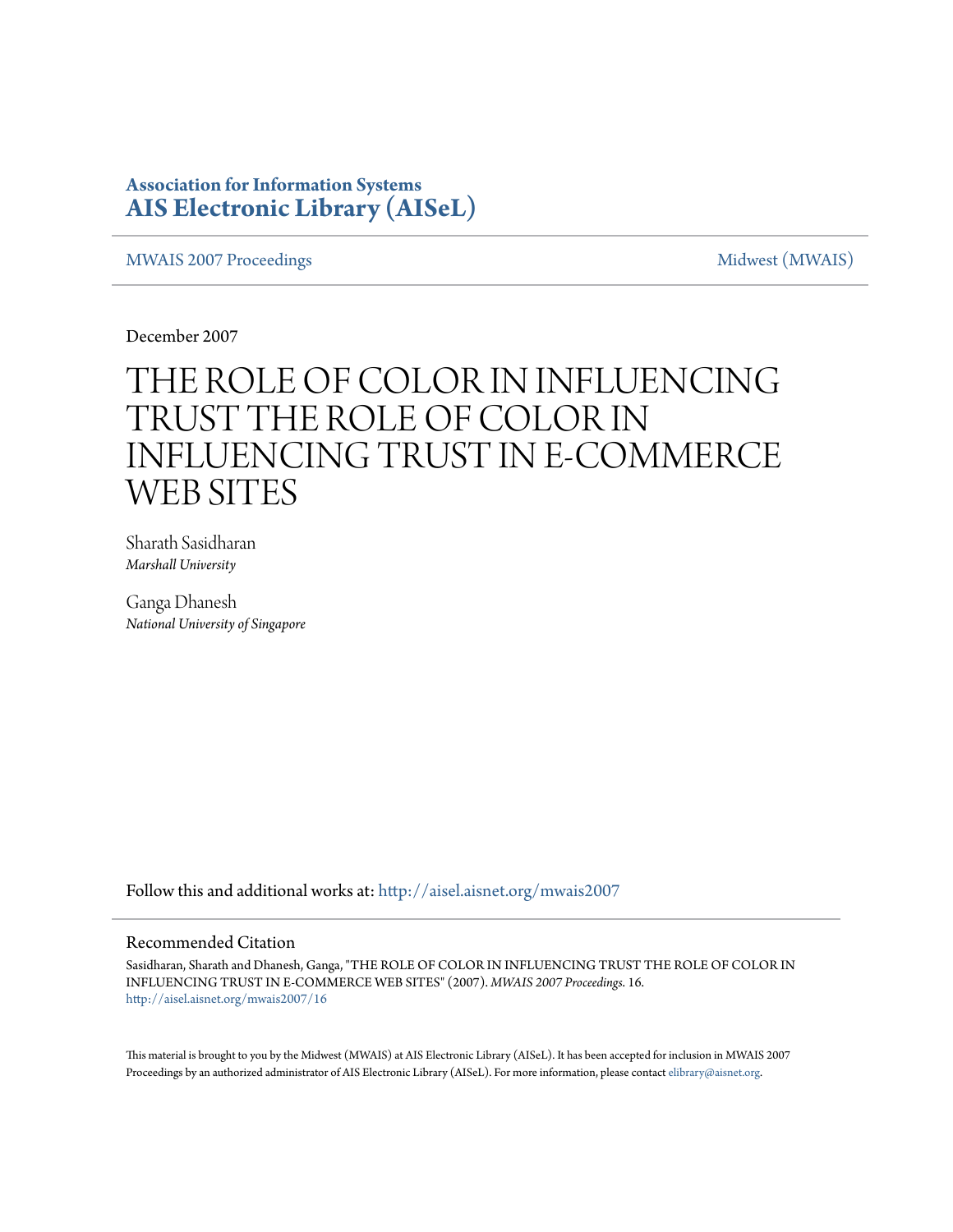**Association for Information Systems**
**AIS Electronic Library (AISeL)**

MWAIS 2007 Proceedings — Midwest (MWAIS)

December 2007

# THE ROLE OF COLOR IN INFLUENCING TRUST THE ROLE OF COLOR IN INFLUENCING TRUST IN E-COMMERCE WEB SITES

Sharath Sasidharan
*Marshall University*

Ganga Dhanesh
*National University of Singapore*

Follow this and additional works at: http://aisel.aisnet.org/mwais2007

## Recommended Citation

Sasidharan, Sharath and Dhanesh, Ganga, "THE ROLE OF COLOR IN INFLUENCING TRUST THE ROLE OF COLOR IN INFLUENCING TRUST IN E-COMMERCE WEB SITES" (2007). *MWAIS 2007 Proceedings*. 16.
http://aisel.aisnet.org/mwais2007/16

This material is brought to you by the Midwest (MWAIS) at AIS Electronic Library (AISeL). It has been accepted for inclusion in MWAIS 2007 Proceedings by an authorized administrator of AIS Electronic Library (AISeL). For more information, please contact elibrary@aisnet.org.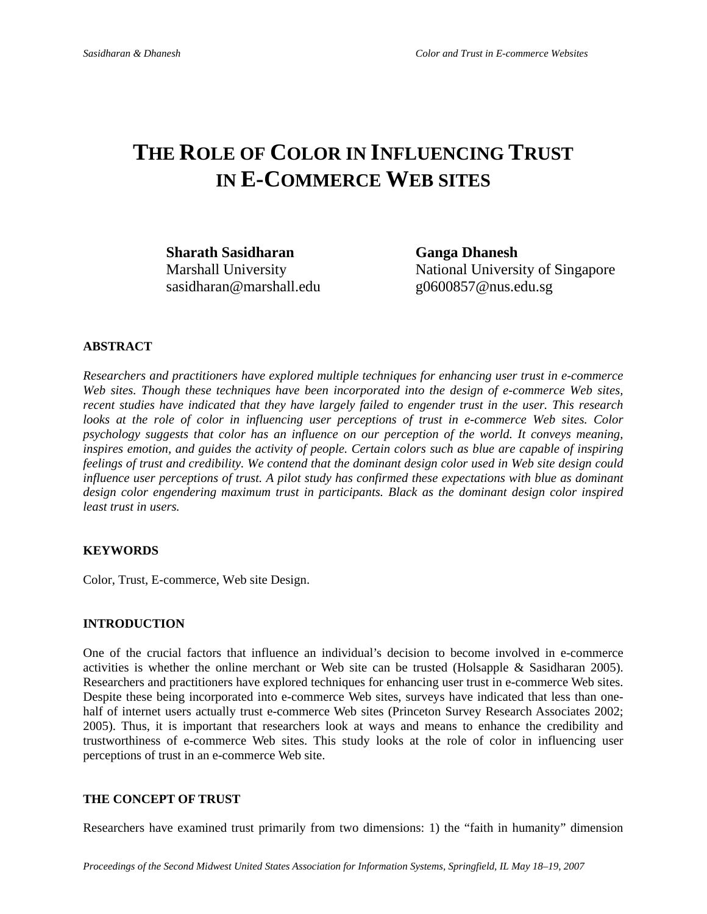# THE ROLE OF COLOR IN INFLUENCING TRUST IN E-COMMERCE WEB SITES

**Sharath Sasidharan**
Marshall University
sasidharan@marshall.edu

**Ganga Dhanesh**
National University of Singapore
g0600857@nus.edu.sg

## ABSTRACT

*Researchers and practitioners have explored multiple techniques for enhancing user trust in e-commerce Web sites. Though these techniques have been incorporated into the design of e-commerce Web sites, recent studies have indicated that they have largely failed to engender trust in the user. This research looks at the role of color in influencing user perceptions of trust in e-commerce Web sites. Color psychology suggests that color has an influence on our perception of the world. It conveys meaning, inspires emotion, and guides the activity of people. Certain colors such as blue are capable of inspiring feelings of trust and credibility. We contend that the dominant design color used in Web site design could influence user perceptions of trust. A pilot study has confirmed these expectations with blue as dominant design color engendering maximum trust in participants. Black as the dominant design color inspired least trust in users.*

## KEYWORDS

Color, Trust, E-commerce, Web site Design.

## INTRODUCTION

One of the crucial factors that influence an individual's decision to become involved in e-commerce activities is whether the online merchant or Web site can be trusted (Holsapple & Sasidharan 2005). Researchers and practitioners have explored techniques for enhancing user trust in e-commerce Web sites. Despite these being incorporated into e-commerce Web sites, surveys have indicated that less than one-half of internet users actually trust e-commerce Web sites (Princeton Survey Research Associates 2002; 2005). Thus, it is important that researchers look at ways and means to enhance the credibility and trustworthiness of e-commerce Web sites. This study looks at the role of color in influencing user perceptions of trust in an e-commerce Web site.

## THE CONCEPT OF TRUST

Researchers have examined trust primarily from two dimensions: 1) the "faith in humanity" dimension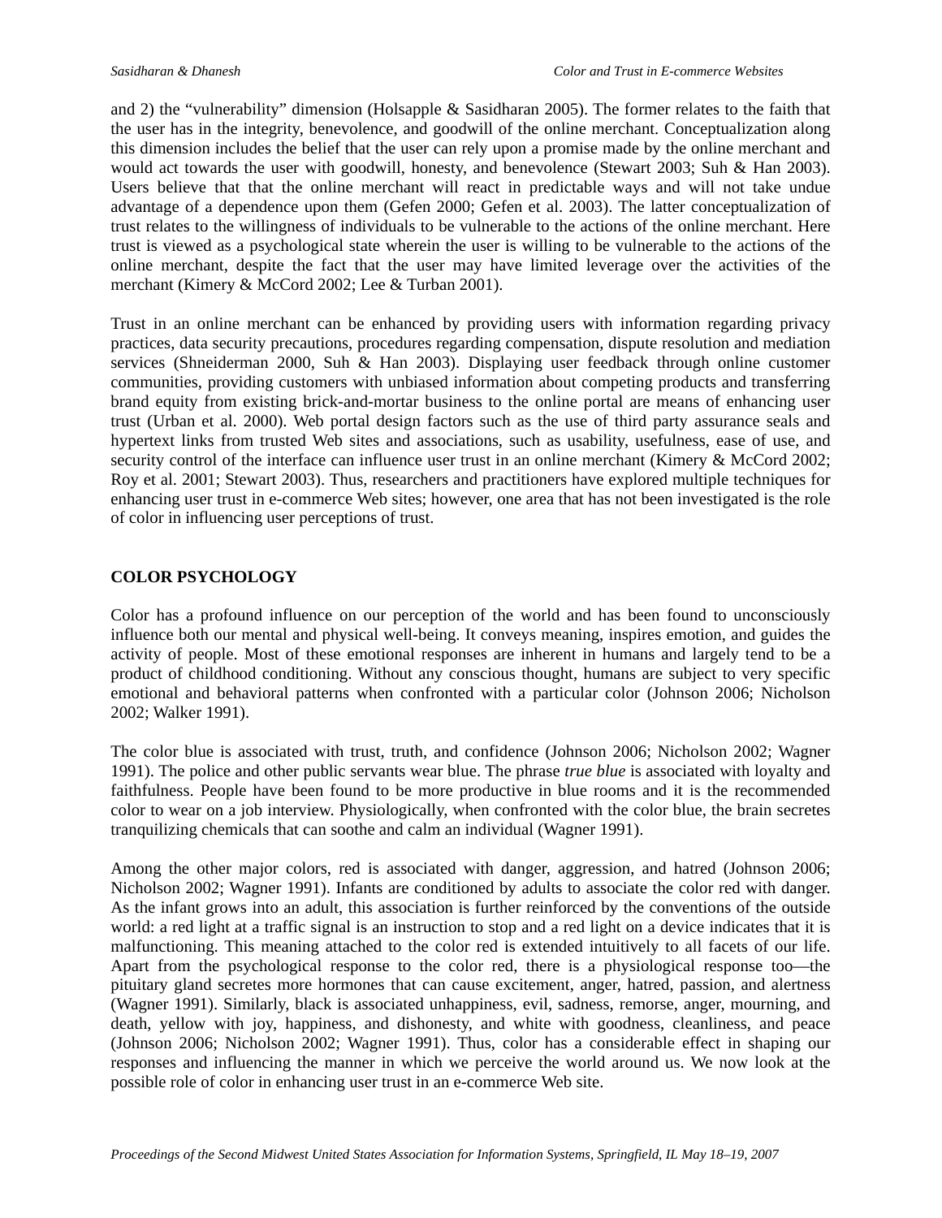and 2) the "vulnerability" dimension (Holsapple & Sasidharan 2005). The former relates to the faith that the user has in the integrity, benevolence, and goodwill of the online merchant. Conceptualization along this dimension includes the belief that the user can rely upon a promise made by the online merchant and would act towards the user with goodwill, honesty, and benevolence (Stewart 2003; Suh & Han 2003). Users believe that that the online merchant will react in predictable ways and will not take undue advantage of a dependence upon them (Gefen 2000; Gefen et al. 2003). The latter conceptualization of trust relates to the willingness of individuals to be vulnerable to the actions of the online merchant. Here trust is viewed as a psychological state wherein the user is willing to be vulnerable to the actions of the online merchant, despite the fact that the user may have limited leverage over the activities of the merchant (Kimery & McCord 2002; Lee & Turban 2001).

Trust in an online merchant can be enhanced by providing users with information regarding privacy practices, data security precautions, procedures regarding compensation, dispute resolution and mediation services (Shneiderman 2000, Suh & Han 2003). Displaying user feedback through online customer communities, providing customers with unbiased information about competing products and transferring brand equity from existing brick-and-mortar business to the online portal are means of enhancing user trust (Urban et al. 2000). Web portal design factors such as the use of third party assurance seals and hypertext links from trusted Web sites and associations, such as usability, usefulness, ease of use, and security control of the interface can influence user trust in an online merchant (Kimery & McCord 2002; Roy et al. 2001; Stewart 2003). Thus, researchers and practitioners have explored multiple techniques for enhancing user trust in e-commerce Web sites; however, one area that has not been investigated is the role of color in influencing user perceptions of trust.

## COLOR PSYCHOLOGY

Color has a profound influence on our perception of the world and has been found to unconsciously influence both our mental and physical well-being. It conveys meaning, inspires emotion, and guides the activity of people. Most of these emotional responses are inherent in humans and largely tend to be a product of childhood conditioning. Without any conscious thought, humans are subject to very specific emotional and behavioral patterns when confronted with a particular color (Johnson 2006; Nicholson 2002; Walker 1991).

The color blue is associated with trust, truth, and confidence (Johnson 2006; Nicholson 2002; Wagner 1991). The police and other public servants wear blue. The phrase *true blue* is associated with loyalty and faithfulness. People have been found to be more productive in blue rooms and it is the recommended color to wear on a job interview. Physiologically, when confronted with the color blue, the brain secretes tranquilizing chemicals that can soothe and calm an individual (Wagner 1991).

Among the other major colors, red is associated with danger, aggression, and hatred (Johnson 2006; Nicholson 2002; Wagner 1991). Infants are conditioned by adults to associate the color red with danger. As the infant grows into an adult, this association is further reinforced by the conventions of the outside world: a red light at a traffic signal is an instruction to stop and a red light on a device indicates that it is malfunctioning. This meaning attached to the color red is extended intuitively to all facets of our life. Apart from the psychological response to the color red, there is a physiological response too—the pituitary gland secretes more hormones that can cause excitement, anger, hatred, passion, and alertness (Wagner 1991). Similarly, black is associated unhappiness, evil, sadness, remorse, anger, mourning, and death, yellow with joy, happiness, and dishonesty, and white with goodness, cleanliness, and peace (Johnson 2006; Nicholson 2002; Wagner 1991). Thus, color has a considerable effect in shaping our responses and influencing the manner in which we perceive the world around us. We now look at the possible role of color in enhancing user trust in an e-commerce Web site.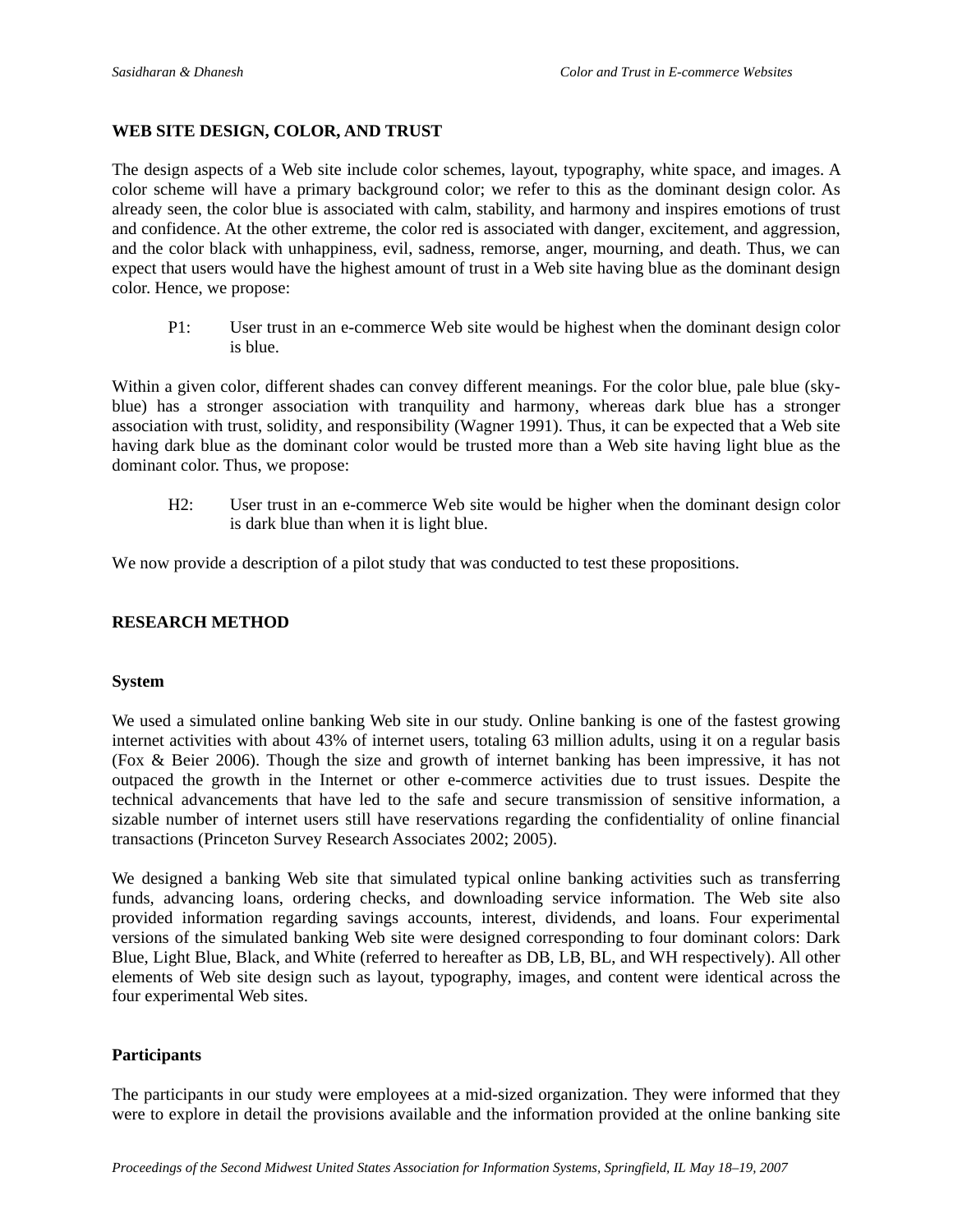## WEB SITE DESIGN, COLOR, AND TRUST

The design aspects of a Web site include color schemes, layout, typography, white space, and images. A color scheme will have a primary background color; we refer to this as the dominant design color. As already seen, the color blue is associated with calm, stability, and harmony and inspires emotions of trust and confidence. At the other extreme, the color red is associated with danger, excitement, and aggression, and the color black with unhappiness, evil, sadness, remorse, anger, mourning, and death. Thus, we can expect that users would have the highest amount of trust in a Web site having blue as the dominant design color. Hence, we propose:

> P1: User trust in an e-commerce Web site would be highest when the dominant design color is blue.

Within a given color, different shades can convey different meanings. For the color blue, pale blue (sky-blue) has a stronger association with tranquility and harmony, whereas dark blue has a stronger association with trust, solidity, and responsibility (Wagner 1991). Thus, it can be expected that a Web site having dark blue as the dominant color would be trusted more than a Web site having light blue as the dominant color. Thus, we propose:

> H2: User trust in an e-commerce Web site would be higher when the dominant design color is dark blue than when it is light blue.

We now provide a description of a pilot study that was conducted to test these propositions.

## RESEARCH METHOD

### System

We used a simulated online banking Web site in our study. Online banking is one of the fastest growing internet activities with about 43% of internet users, totaling 63 million adults, using it on a regular basis (Fox & Beier 2006). Though the size and growth of internet banking has been impressive, it has not outpaced the growth in the Internet or other e-commerce activities due to trust issues. Despite the technical advancements that have led to the safe and secure transmission of sensitive information, a sizable number of internet users still have reservations regarding the confidentiality of online financial transactions (Princeton Survey Research Associates 2002; 2005).

We designed a banking Web site that simulated typical online banking activities such as transferring funds, advancing loans, ordering checks, and downloading service information. The Web site also provided information regarding savings accounts, interest, dividends, and loans. Four experimental versions of the simulated banking Web site were designed corresponding to four dominant colors: Dark Blue, Light Blue, Black, and White (referred to hereafter as DB, LB, BL, and WH respectively). All other elements of Web site design such as layout, typography, images, and content were identical across the four experimental Web sites.

### Participants

The participants in our study were employees at a mid-sized organization. They were informed that they were to explore in detail the provisions available and the information provided at the online banking site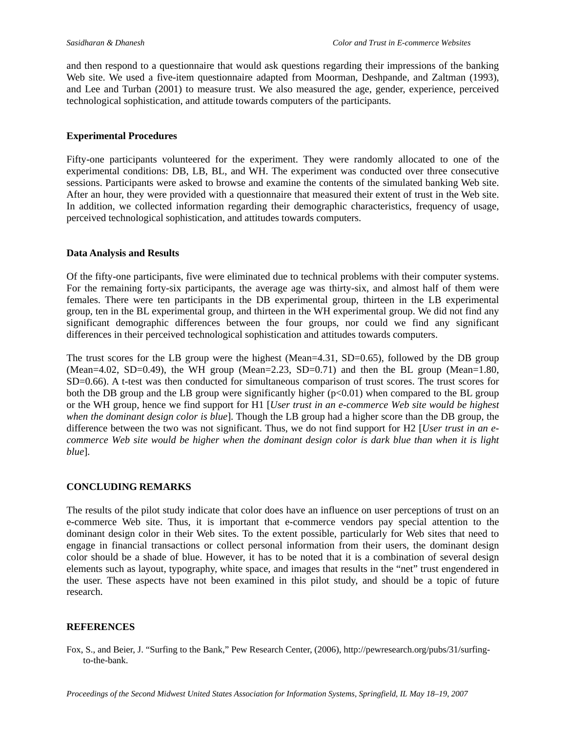and then respond to a questionnaire that would ask questions regarding their impressions of the banking Web site. We used a five-item questionnaire adapted from Moorman, Deshpande, and Zaltman (1993), and Lee and Turban (2001) to measure trust. We also measured the age, gender, experience, perceived technological sophistication, and attitude towards computers of the participants.

### Experimental Procedures

Fifty-one participants volunteered for the experiment. They were randomly allocated to one of the experimental conditions: DB, LB, BL, and WH. The experiment was conducted over three consecutive sessions. Participants were asked to browse and examine the contents of the simulated banking Web site. After an hour, they were provided with a questionnaire that measured their extent of trust in the Web site. In addition, we collected information regarding their demographic characteristics, frequency of usage, perceived technological sophistication, and attitudes towards computers.

### Data Analysis and Results

Of the fifty-one participants, five were eliminated due to technical problems with their computer systems. For the remaining forty-six participants, the average age was thirty-six, and almost half of them were females. There were ten participants in the DB experimental group, thirteen in the LB experimental group, ten in the BL experimental group, and thirteen in the WH experimental group. We did not find any significant demographic differences between the four groups, nor could we find any significant differences in their perceived technological sophistication and attitudes towards computers.

The trust scores for the LB group were the highest (Mean=4.31, SD=0.65), followed by the DB group (Mean=4.02, SD=0.49), the WH group (Mean=2.23, SD=0.71) and then the BL group (Mean=1.80, SD=0.66). A t-test was then conducted for simultaneous comparison of trust scores. The trust scores for both the DB group and the LB group were significantly higher ($p<0.01$) when compared to the BL group or the WH group, hence we find support for H1 [*User trust in an e-commerce Web site would be highest when the dominant design color is blue*]. Though the LB group had a higher score than the DB group, the difference between the two was not significant. Thus, we do not find support for H2 [*User trust in an e-commerce Web site would be higher when the dominant design color is dark blue than when it is light blue*].

## CONCLUDING REMARKS

The results of the pilot study indicate that color does have an influence on user perceptions of trust on an e-commerce Web site. Thus, it is important that e-commerce vendors pay special attention to the dominant design color in their Web sites. To the extent possible, particularly for Web sites that need to engage in financial transactions or collect personal information from their users, the dominant design color should be a shade of blue. However, it has to be noted that it is a combination of several design elements such as layout, typography, white space, and images that results in the "net" trust engendered in the user. These aspects have not been examined in this pilot study, and should be a topic of future research.

## REFERENCES

Fox, S., and Beier, J. "Surfing to the Bank," Pew Research Center, (2006), http://pewresearch.org/pubs/31/surfing-to-the-bank.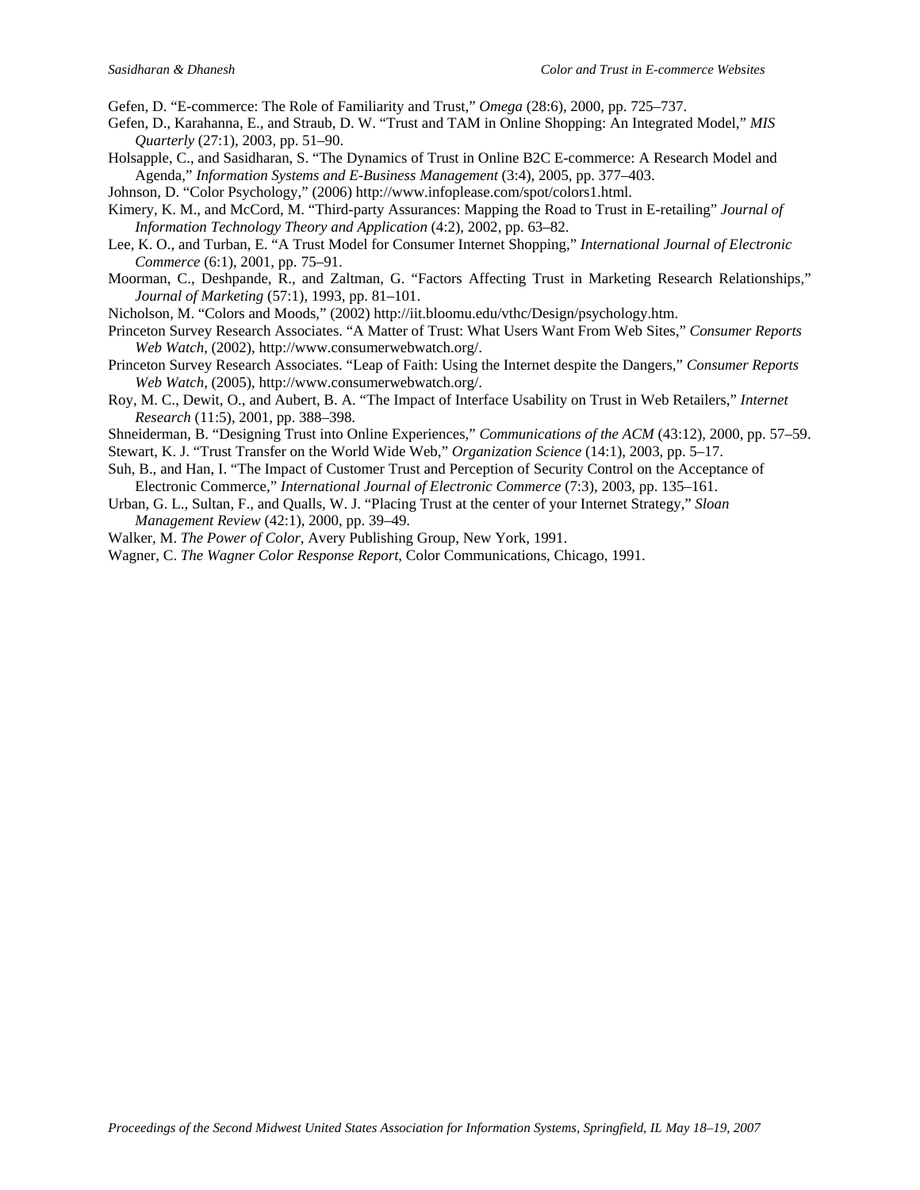Gefen, D. "E-commerce: The Role of Familiarity and Trust," *Omega* (28:6), 2000, pp. 725–737.

Gefen, D., Karahanna, E., and Straub, D. W. "Trust and TAM in Online Shopping: An Integrated Model," *MIS Quarterly* (27:1), 2003, pp. 51–90.

Holsapple, C., and Sasidharan, S. "The Dynamics of Trust in Online B2C E-commerce: A Research Model and Agenda," *Information Systems and E-Business Management* (3:4), 2005, pp. 377–403.

Johnson, D. "Color Psychology," (2006) http://www.infoplease.com/spot/colors1.html.

Kimery, K. M., and McCord, M. "Third-party Assurances: Mapping the Road to Trust in E-retailing" *Journal of Information Technology Theory and Application* (4:2), 2002, pp. 63–82.

Lee, K. O., and Turban, E. "A Trust Model for Consumer Internet Shopping," *International Journal of Electronic Commerce* (6:1), 2001, pp. 75–91.

Moorman, C., Deshpande, R., and Zaltman, G. "Factors Affecting Trust in Marketing Research Relationships," *Journal of Marketing* (57:1), 1993, pp. 81–101.

Nicholson, M. "Colors and Moods," (2002) http://iit.bloomu.edu/vthc/Design/psychology.htm.

Princeton Survey Research Associates. "A Matter of Trust: What Users Want From Web Sites," *Consumer Reports Web Watch*, (2002), http://www.consumerwebwatch.org/.

Princeton Survey Research Associates. "Leap of Faith: Using the Internet despite the Dangers," *Consumer Reports Web Watch*, (2005), http://www.consumerwebwatch.org/.

Roy, M. C., Dewit, O., and Aubert, B. A. "The Impact of Interface Usability on Trust in Web Retailers," *Internet Research* (11:5), 2001, pp. 388–398.

Shneiderman, B. "Designing Trust into Online Experiences," *Communications of the ACM* (43:12), 2000, pp. 57–59.

Stewart, K. J. "Trust Transfer on the World Wide Web," *Organization Science* (14:1), 2003, pp. 5–17.

Suh, B., and Han, I. "The Impact of Customer Trust and Perception of Security Control on the Acceptance of Electronic Commerce," *International Journal of Electronic Commerce* (7:3), 2003, pp. 135–161.

Urban, G. L., Sultan, F., and Qualls, W. J. "Placing Trust at the center of your Internet Strategy," *Sloan Management Review* (42:1), 2000, pp. 39–49.

Walker, M. *The Power of Color*, Avery Publishing Group, New York, 1991.

Wagner, C. *The Wagner Color Response Report*, Color Communications, Chicago, 1991.